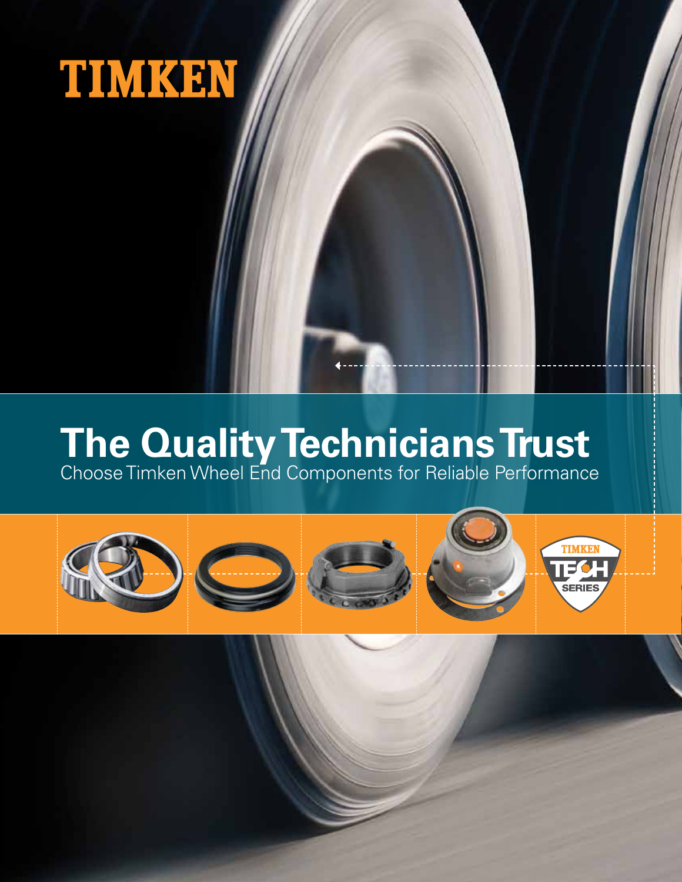TIMKEN

# The Quality Technicians Trust

Choose Timken Wheel End Components for Reliable Performance

TIMKEN TECH SERIES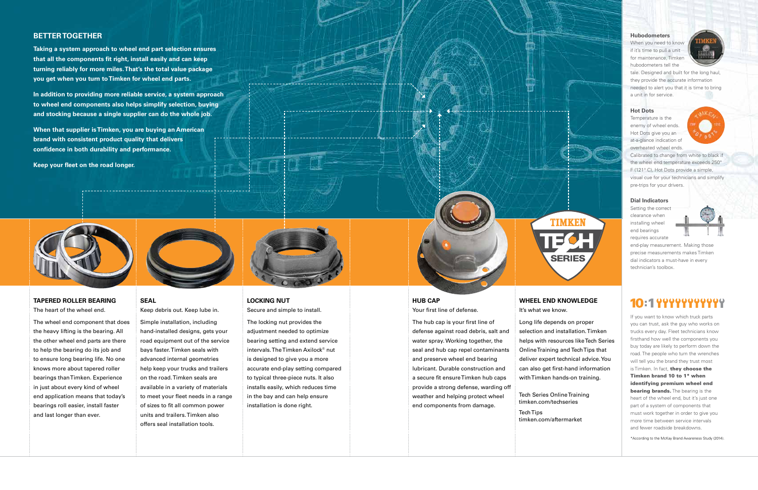## BETTER TOGETHER

**Taking a system approach to wheel end part selection ensures that all the components fit right, install easily and can keep turning reliably for more miles. That's the total value package you get when you turn to Timken for wheel end parts.**

**In addition to providing more reliable service, a system approach to wheel end components also helps simplify selection, buying and stocking because a single supplier can do the whole job.**

**When that supplier is Timken, you are buying an American brand with consistent product quality that delivers confidence in both durability and performance.**

**Keep your fleet on the road longer.**

### TAPERED ROLLER BEARING

The heart of the wheel end.

The wheel end component that does the heavy lifting is the bearing. All the other wheel end parts are there to help the bearing do its job and to ensure long bearing life. No one knows more about tapered roller bearings than Timken. Experience in just about every kind of wheel end application means that today's bearings roll easier, install faster and last longer than ever.

### SEAL

Keep debris out. Keep lube in.

Simple installation, including hand-installed designs, gets your road equipment out of the service bays faster. Timken seals with advanced internal geometries help keep your trucks and trailers on the road. Timken seals are available in a variety of materials to meet your fleet needs in a range of sizes to fit all common power units and trailers. Timken also offers seal installation tools.

### LOCKING NUT

Secure and simple to install.

The locking nut provides the adjustment needed to optimize bearing setting and extend service intervals. The Timken Axilock® nut is designed to give you a more accurate end-play setting compared to typical three-piece nuts. It also installs easily, which reduces time in the bay and can help ensure installation is done right.

### HUB CAP

Your first line of defense.

The hub cap is your first line of defense against road debris, salt and water spray. Working together, the seal and hub cap repel contaminants and preserve wheel end bearing lubricant. Durable construction and a secure fit ensure Timken hub caps provide a strong defense, warding off weather and helping protect wheel end components from damage.

### WHEEL END KNOWLEDGE

It's what we know.

Long life depends on proper selection and installation. Timken helps with resources like Tech Series Online Training and Tech Tips that deliver expert technical advice. You can also get first-hand information with Timken hands-on training.

Tech Series Online Training
timken.com/techseries

Tech Tips
timken.com/aftermarket

#### Hubodometers

When you need to know if it's time to pull a unit for maintenance, Timken hubodometers tell the tale. Designed and built for the long haul, they provide the accurate information needed to alert you that it is time to bring a unit in for service.

#### Hot Dots

Temperature is the enemy of wheel ends. Hot Dots give you an at-a-glance indication of overheated wheel ends. Calibrated to change from white to black if the wheel end temperature exceeds 250° F (121° C), Hot Dots provide a simple, visual cue for your technicians and simplify pre-trips for your drivers.

#### Dial Indicators

Setting the correct clearance when installing wheel end bearings requires accurate end-play measurement. Making those precise measurements makes Timken dial indicators a must-have in every technician's toolbox.

## 10:1

If you want to know which truck parts you can trust, ask the guy who works on trucks every day. Fleet technicians know firsthand how well the components you buy today are likely to perform down the road. The people who turn the wrenches will tell you the brand they trust most is Timken. In fact, **they choose the Timken brand 10 to 1\* when identifying premium wheel end bearing brands.** The bearing is the heart of the wheel end, but it's just one part of a system of components that must work together in order to give you more time between service intervals and fewer roadside breakdowns.

*According to the McKay Brand Awareness Study (2014).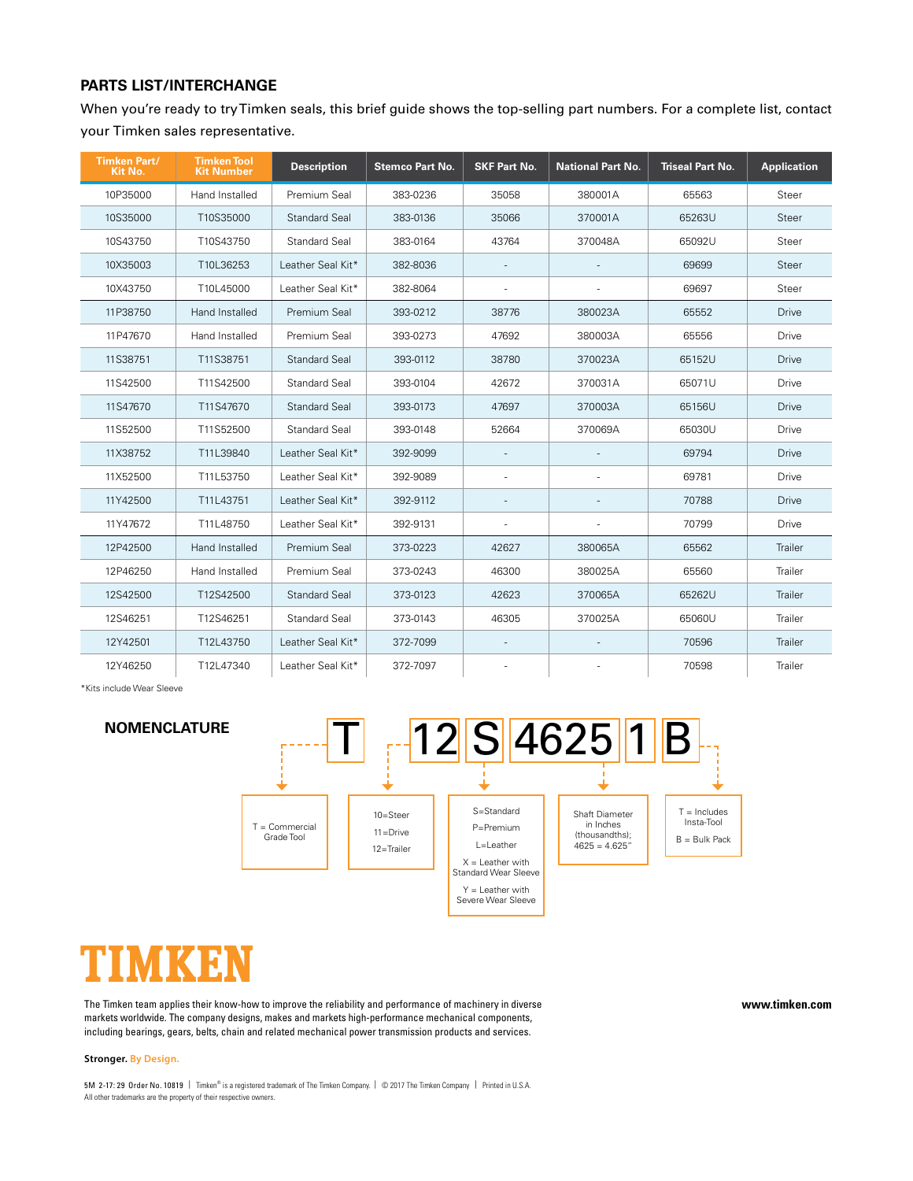## PARTS LIST/INTERCHANGE

When you're ready to try Timken seals, this brief guide shows the top-selling part numbers. For a complete list, contact your Timken sales representative.

| Timken Part/ Kit No. | Timken Tool Kit Number | Description | Stemco Part No. | SKF Part No. | National Part No. | Triseal Part No. | Application |
|---|---|---|---|---|---|---|---|
| 10P35000 | Hand Installed | Premium Seal | 383-0236 | 35058 | 380001A | 65563 | Steer |
| 10S35000 | T10S35000 | Standard Seal | 383-0136 | 35066 | 370001A | 65263U | Steer |
| 10S43750 | T10S43750 | Standard Seal | 383-0164 | 43764 | 370048A | 65092U | Steer |
| 10X35003 | T10L36253 | Leather Seal Kit* | 382-8036 | - | - | 69699 | Steer |
| 10X43750 | T10L45000 | Leather Seal Kit* | 382-8064 | - | - | 69697 | Steer |
| 11P38750 | Hand Installed | Premium Seal | 393-0212 | 38776 | 380023A | 65552 | Drive |
| 11P47670 | Hand Installed | Premium Seal | 393-0273 | 47692 | 380003A | 65556 | Drive |
| 11S38751 | T11S38751 | Standard Seal | 393-0112 | 38780 | 370023A | 65152U | Drive |
| 11S42500 | T11S42500 | Standard Seal | 393-0104 | 42672 | 370031A | 65071U | Drive |
| 11S47670 | T11S47670 | Standard Seal | 393-0173 | 47697 | 370003A | 65156U | Drive |
| 11S52500 | T11S52500 | Standard Seal | 393-0148 | 52664 | 370069A | 65030U | Drive |
| 11X38752 | T11L39840 | Leather Seal Kit* | 392-9099 | - | - | 69794 | Drive |
| 11X52500 | T11L53750 | Leather Seal Kit* | 392-9089 | - | - | 69781 | Drive |
| 11Y42500 | T11L43751 | Leather Seal Kit* | 392-9112 | - | - | 70788 | Drive |
| 11Y47672 | T11L48750 | Leather Seal Kit* | 392-9131 | - | - | 70799 | Drive |
| 12P42500 | Hand Installed | Premium Seal | 373-0223 | 42627 | 380065A | 65562 | Trailer |
| 12P46250 | Hand Installed | Premium Seal | 373-0243 | 46300 | 380025A | 65560 | Trailer |
| 12S42500 | T12S42500 | Standard Seal | 373-0123 | 42623 | 370065A | 65262U | Trailer |
| 12S46251 | T12S46251 | Standard Seal | 373-0143 | 46305 | 370025A | 65060U | Trailer |
| 12Y42501 | T12L43750 | Leather Seal Kit* | 372-7099 | - | - | 70596 | Trailer |
| 12Y46250 | T12L47340 | Leather Seal Kit* | 372-7097 | - | - | 70598 | Trailer |

*Kits include Wear Sleeve

## NOMENCLATURE

T 12 S 4625 1 B

T = Commercial Grade Tool

10=Steer
11=Drive
12=Trailer

S=Standard
P=Premium
L=Leather
X = Leather with Standard Wear Sleeve
Y = Leather with Severe Wear Sleeve

Shaft Diameter in Inches (thousandths); 4625 = 4.625"

T = Includes Insta-Tool
B = Bulk Pack

# TIMKEN

The Timken team applies their know-how to improve the reliability and performance of machinery in diverse markets worldwide. The company designs, makes and markets high-performance mechanical components, including bearings, gears, belts, chain and related mechanical power transmission products and services.

**www.timken.com**

**Stronger. By Design.**

5M 2-17: 29 Order No. 10819 | Timken® is a registered trademark of The Timken Company. | © 2017 The Timken Company | Printed in U.S.A.
All other trademarks are the property of their respective owners.